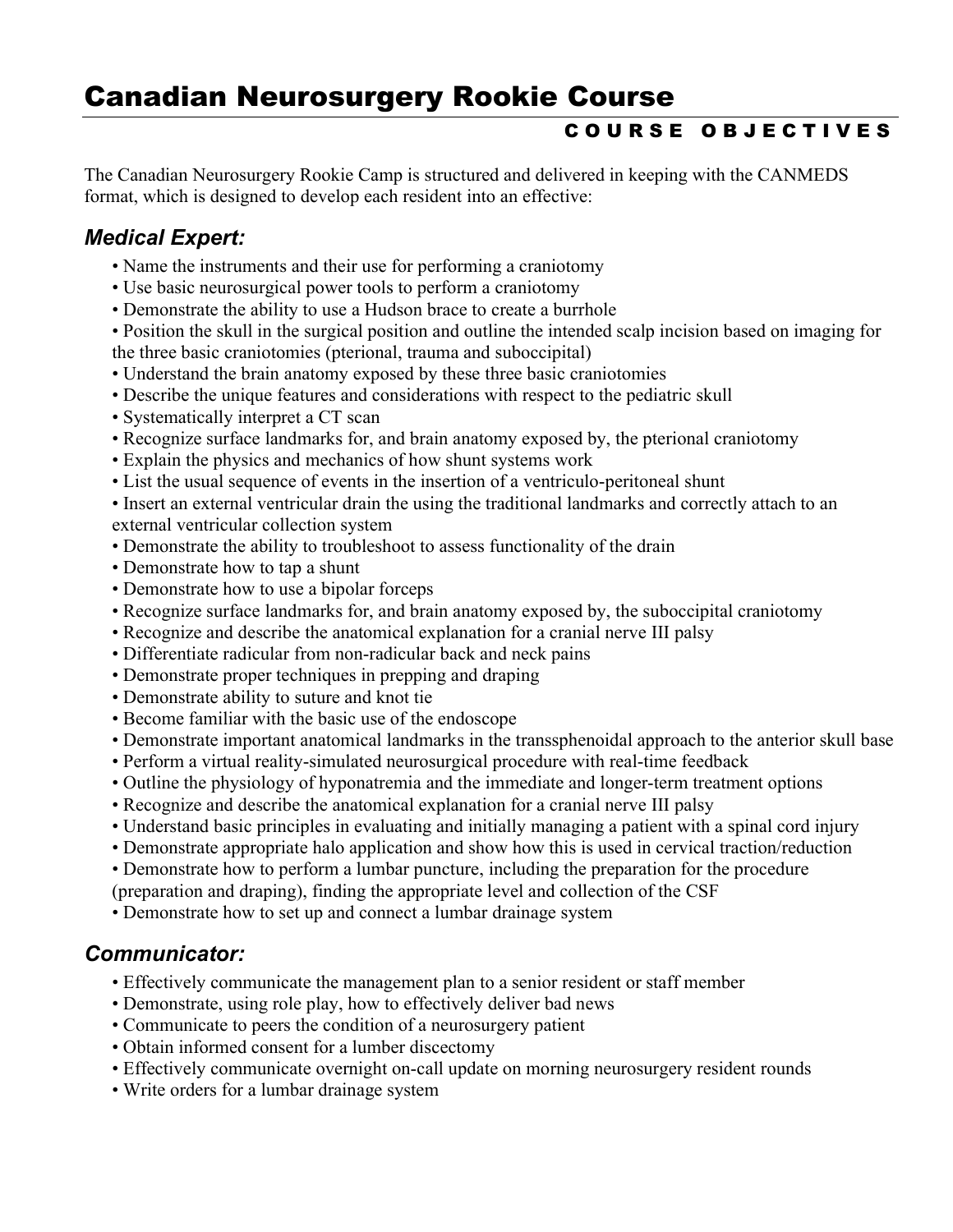# Canadian Neurosurgery Rookie Course

## COURSE OBJECTIVES

The Canadian Neurosurgery Rookie Camp is structured and delivered in keeping with the CANMEDS format, which is designed to develop each resident into an effective:

### *Medical Expert:*

- Name the instruments and their use for performing a craniotomy
- Use basic neurosurgical power tools to perform a craniotomy
- Demonstrate the ability to use a Hudson brace to create a burrhole
- Position the skull in the surgical position and outline the intended scalp incision based on imaging for the three basic craniotomies (pterional, trauma and suboccipital)
- Understand the brain anatomy exposed by these three basic craniotomies
- Describe the unique features and considerations with respect to the pediatric skull
- Systematically interpret a CT scan
- Recognize surface landmarks for, and brain anatomy exposed by, the pterional craniotomy
- Explain the physics and mechanics of how shunt systems work
- List the usual sequence of events in the insertion of a ventriculo-peritoneal shunt
- Insert an external ventricular drain the using the traditional landmarks and correctly attach to an external ventricular collection system
- Demonstrate the ability to troubleshoot to assess functionality of the drain
- Demonstrate how to tap a shunt
- Demonstrate how to use a bipolar forceps
- Recognize surface landmarks for, and brain anatomy exposed by, the suboccipital craniotomy
- Recognize and describe the anatomical explanation for a cranial nerve III palsy
- Differentiate radicular from non-radicular back and neck pains
- Demonstrate proper techniques in prepping and draping
- Demonstrate ability to suture and knot tie
- Become familiar with the basic use of the endoscope
- Demonstrate important anatomical landmarks in the transsphenoidal approach to the anterior skull base
- Perform a virtual reality-simulated neurosurgical procedure with real-time feedback
- Outline the physiology of hyponatremia and the immediate and longer-term treatment options
- Recognize and describe the anatomical explanation for a cranial nerve III palsy
- Understand basic principles in evaluating and initially managing a patient with a spinal cord injury
- Demonstrate appropriate halo application and show how this is used in cervical traction/reduction
- Demonstrate how to perform a lumbar puncture, including the preparation for the procedure (preparation and draping), finding the appropriate level and collection of the CSF
- Demonstrate how to set up and connect a lumbar drainage system

### *Communicator:*

- Effectively communicate the management plan to a senior resident or staff member
- Demonstrate, using role play, how to effectively deliver bad news
- Communicate to peers the condition of a neurosurgery patient
- Obtain informed consent for a lumber discectomy
- Effectively communicate overnight on-call update on morning neurosurgery resident rounds
- Write orders for a lumbar drainage system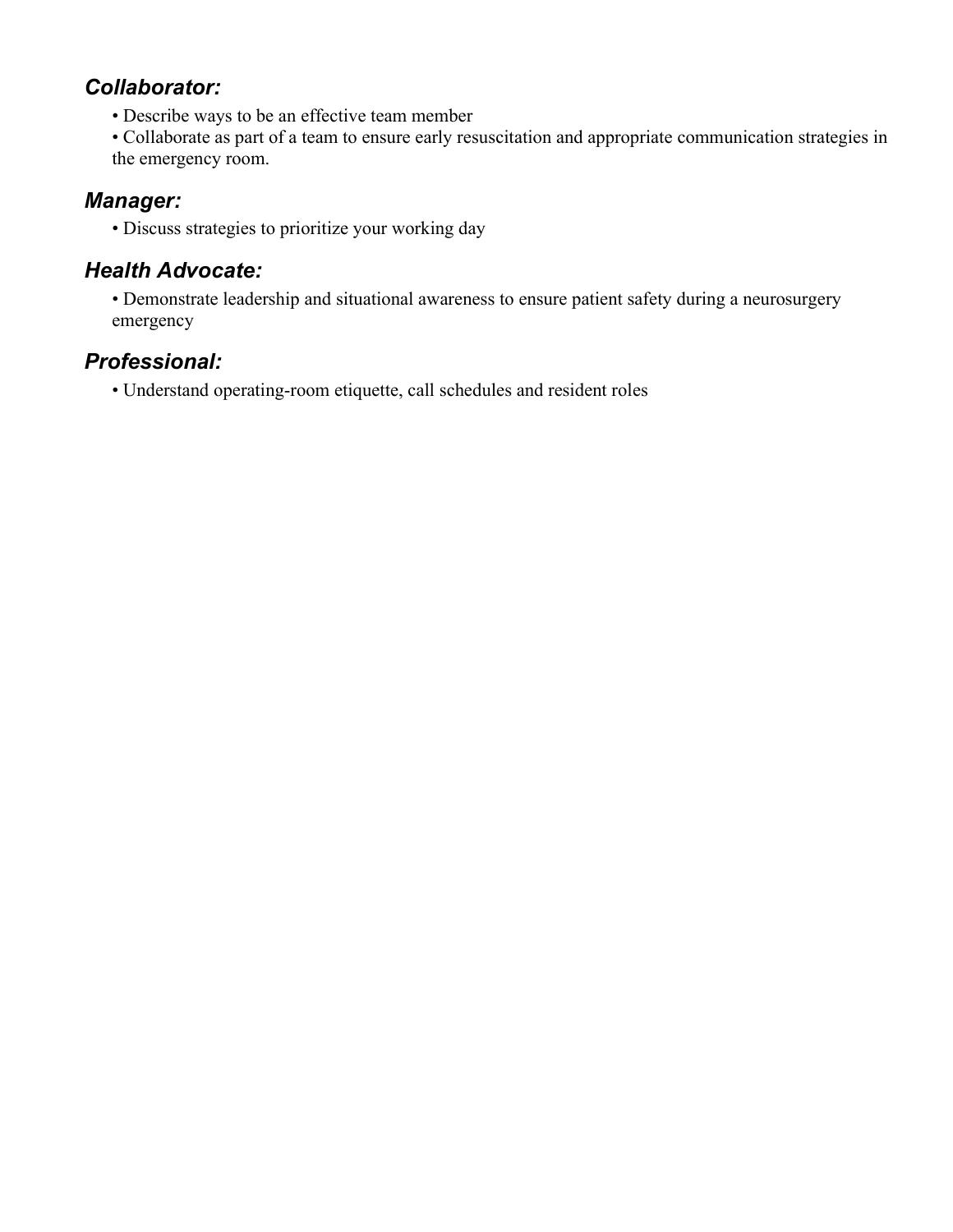### *Collaborator:*

- Describe ways to be an effective team member
- Collaborate as part of a team to ensure early resuscitation and appropriate communication strategies in the emergency room.

### *Manager:*

- Discuss strategies to prioritize your working day

### *Health Advocate:*

- Demonstrate leadership and situational awareness to ensure patient safety during a neurosurgery emergency

### *Professional:*

- Understand operating-room etiquette, call schedules and resident roles